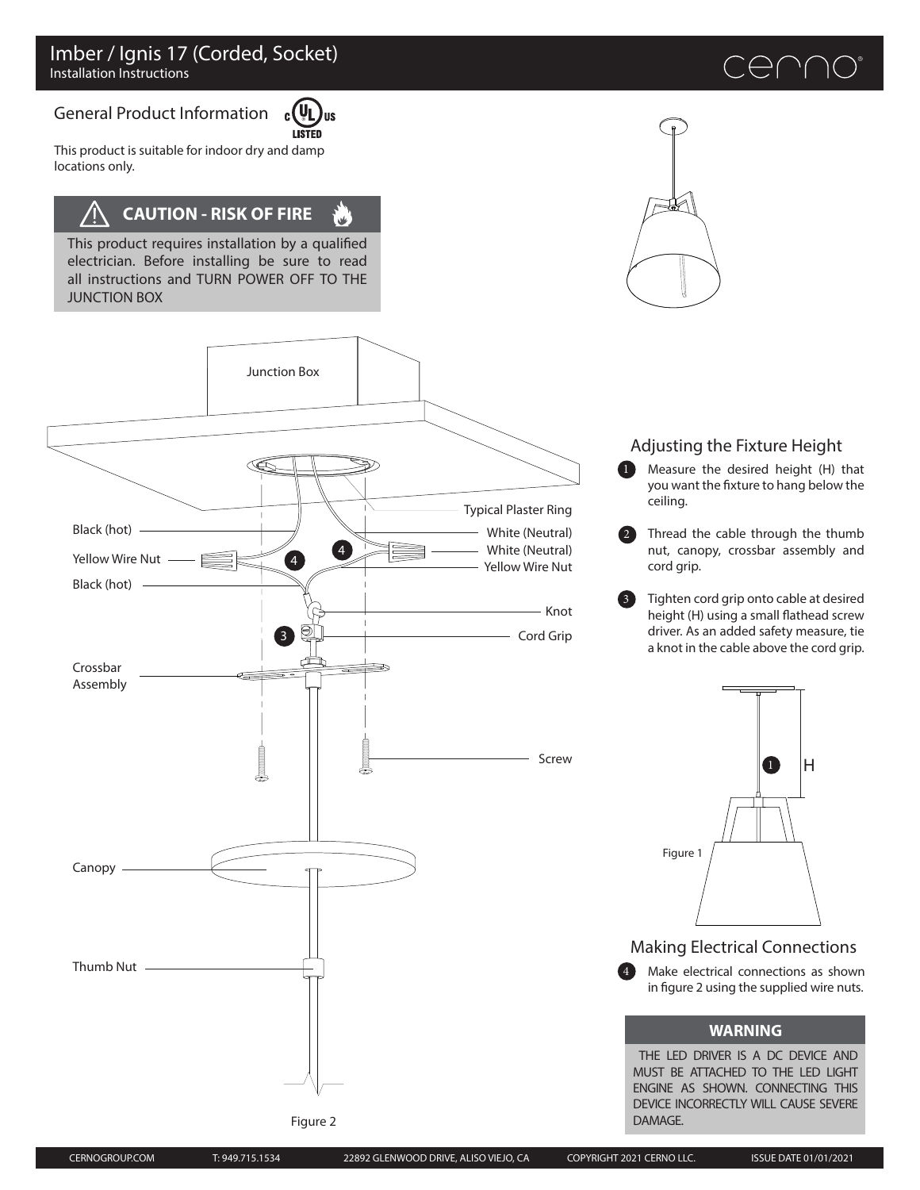# Imber / Ignis 17 (Corded, Socket)

Installation Instructions

## General Product Information

This product is suitable for indoor dry and damp locations only.

**CAUTION - RISK OF FIRE**

This product requires installation by a qualified electrician. Before installing be sure to read all instructions and TURN POWER OFF TO THE JUNCTION BOX

Junction Box

Typical Plaster Ring

Black (hot)

White (Neutral)

White (Neutral)

Yellow Wire Nut

Yellow Wire Nut

Black (hot)

Knot

Cord Grip

Crossbar Assembly

Screw

Canopy

Thumb Nut

Figure 2

## Adjusting the Fixture Height

1. Measure the desired height (H) that you want the fixture to hang below the ceiling.
2. Thread the cable through the thumb nut, canopy, crossbar assembly and cord grip.
3. Tighten cord grip onto cable at desired height (H) using a small flathead screw driver. As an added safety measure, tie a knot in the cable above the cord grip.

H

Figure 1

## Making Electrical Connections

4. Make electrical connections as shown in figure 2 using the supplied wire nuts.

**WARNING**

THE LED DRIVER IS A DC DEVICE AND MUST BE ATTACHED TO THE LED LIGHT ENGINE AS SHOWN. CONNECTING THIS DEVICE INCORRECTLY WILL CAUSE SEVERE DAMAGE.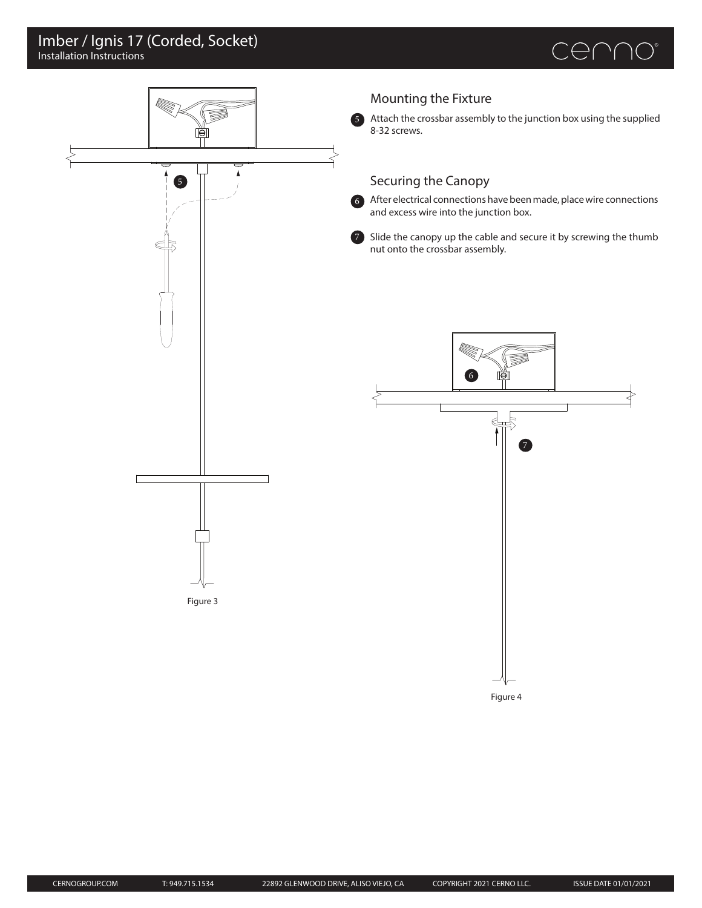# Imber / Ignis 17 (Corded, Socket)

Installation Instructions

## Mounting the Fixture

5. Attach the crossbar assembly to the junction box using the supplied 8-32 screws.

Figure 3

## Securing the Canopy

6. After electrical connections have been made, place wire connections and excess wire into the junction box.

7. Slide the canopy up the cable and secure it by screwing the thumb nut onto the crossbar assembly.

Figure 4